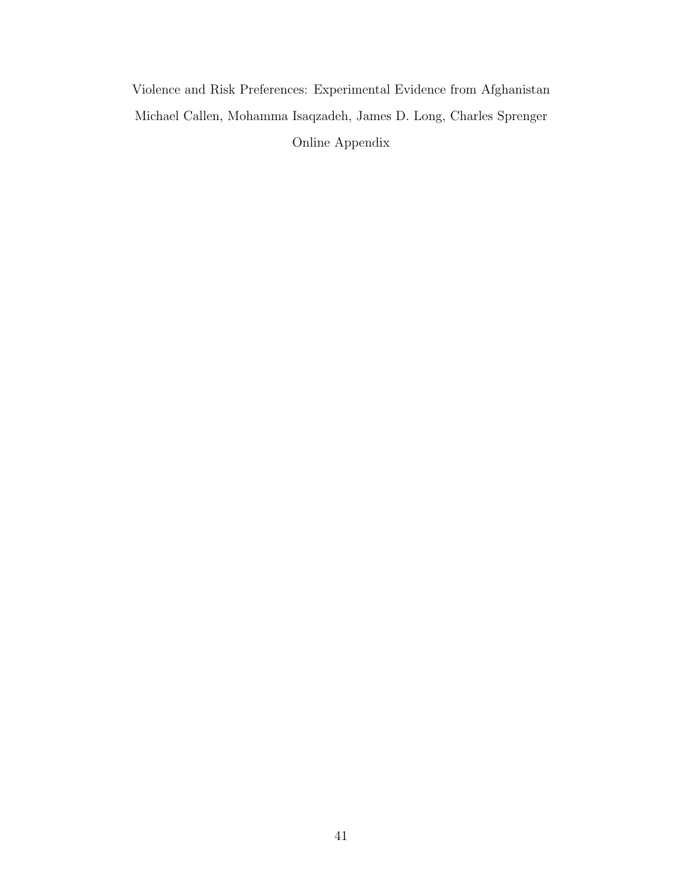Violence and Risk Preferences: Experimental Evidence from Afghanistan

Michael Callen, Mohamma Isaqzadeh, James D. Long, Charles Sprenger

Online Appendix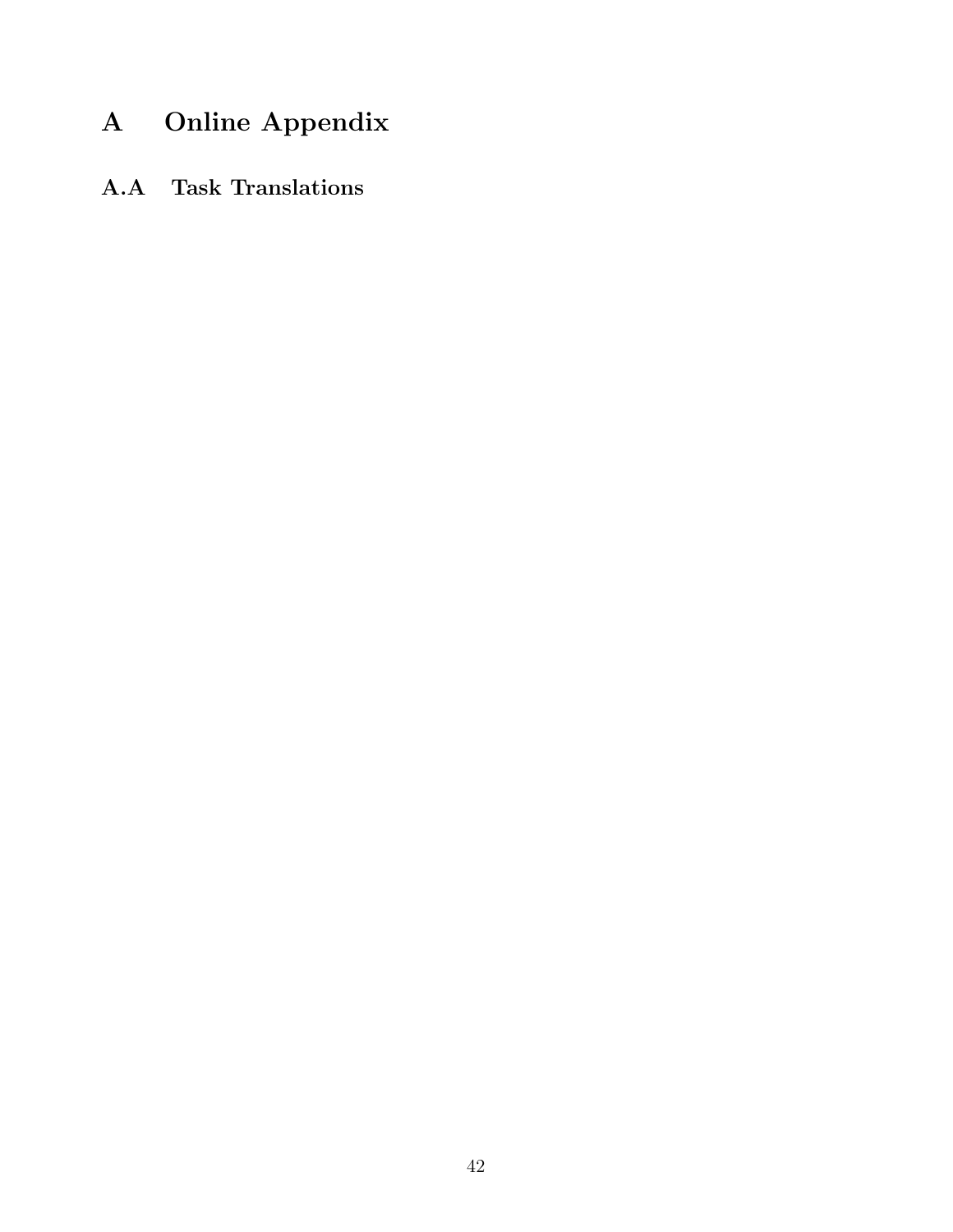# A Online Appendix

## A.A Task Translations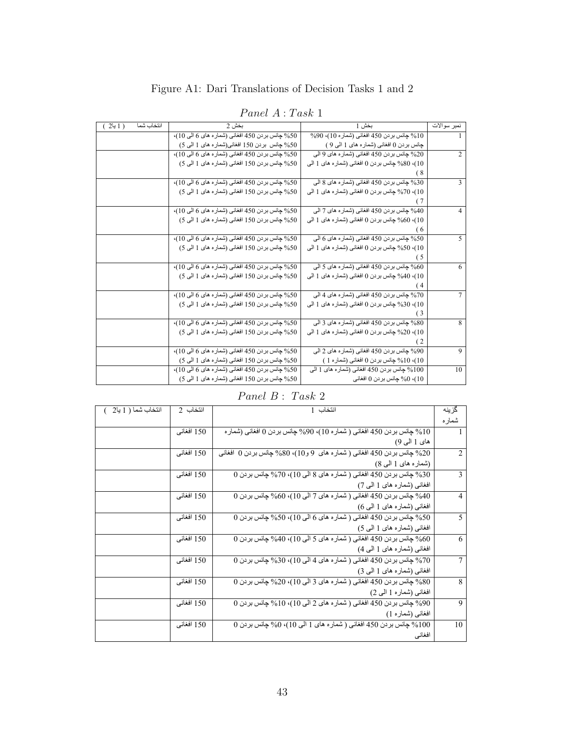# Figure A1: Dari Translations of Decision Tasks 1 and 2

*Panel A : Task 1*

| انتخاب شما ( 1 یا 2 ) | بخش 2 | بخش 1 | نمبر سوالات |
|---|---|---|---|
| | 50% چانس بردن 450 افغانی (شماره های 6 الی 10)، 50% چانس بردن 150 افغانی(شماره های 1 الی 5) | 10% چانس بردن 450 افغانی (شماره 10)، 90% چانس بردن 0 افغانی (شماره های 1 الی 9 ) | 1 |
| | 50% چانس بردن 450 افغانی (شماره های 6 الی 10)، 50% چانس بردن 150 افغانی (شماره های 1 الی 5) | 20% چانس بردن 450 افغانی (شماره های 9 الی 10)، 80% چانس بردن 0 افغانی (شماره های 1 الی 8 ) | 2 |
| | 50% چانس بردن 450 افغانی (شماره های 6 الی 10)، 50% چانس بردن 150 افغانی (شماره های 1 الی 5) | 30% چانس بردن 450 افغانی (شماره های 8 الی 10)، 70% چانس بردن 0 افغانی (شماره های 1 الی 7 ) | 3 |
| | 50% چانس بردن 450 افغانی (شماره های 6 الی 10)، 50% چانس بردن 150 افغانی (شماره های 1 الی 5) | 40% چانس بردن 450 افغانی (شماره های 7 الی 10)، 60% چانس بردن 0 افغانی (شماره های 1 الی 6 ) | 4 |
| | 50% چانس بردن 450 افغانی (شماره های 6 الی 10)، 50% چانس بردن 150 افغانی (شماره های 1 الی 5) | 50% چانس بردن 450 افغانی (شماره های 6 الی 10)، 50% چانس بردن 0 افغانی (شماره های 1 الی 5 ) | 5 |
| | 50% چانس بردن 450 افغانی (شماره های 6 الی 10)، 50% چانس بردن 150 افغانی (شماره های 1 الی 5) | 60% چانس بردن 450 افغانی (شماره های 5 الی 10)، 40% چانس بردن 0 افغانی (شماره های 1 الی 4 ) | 6 |
| | 50% چانس بردن 450 افغانی (شماره های 6 الی 10)، 50% چانس بردن 150 افغانی (شماره های 1 الی 5) | 70% چانس بردن 450 افغانی (شماره های 4 الی 10)، 30% چانس بردن 0 افغانی (شماره های 1 الی 3 ) | 7 |
| | 50% چانس بردن 450 افغانی (شماره های 6 الی 10)، 50% چانس بردن 150 افغانی (شماره های 1 الی 5) | 80% چانس بردن 450 افغانی (شماره های 3 الی 10)، 20% چانس بردن 0 افغانی (شماره های 1 الی 2 ) | 8 |
| | 50% چانس بردن 450 افغانی (شماره های 6 الی 10)، 50% چانس بردن 150 افغانی (شماره های 1 الی 5) | 90% چانس بردن 450 افغانی (شماره های 2 الی 10)، 10% چانس بردن 0 افغانی (شماره 1 ) | 9 |
| | 50% چانس بردن 450 افغانی (شماره های 6 الی 10)، 50% چانس بردن 150 افغانی (شماره های 1 الی 5) | 100% چانس بردن 450 افغانی (شماره های 1 الی 10)، 0% چانس بردن 0 افغانی | 10 |

*Panel B : Task 2*

| انتخاب شما ( 1 یا 2 ) | انتخاب 2 | انتخاب 1 | گزینه شماره |
|---|---|---|---|
| | 150 افغانی | 10% چانس بردن 450 افغانی ( شماره 10)، 90% چانس بردن 0 افغانی (شماره های 1 الی 9) | 1 |
| | 150 افغانی | 20% چانس بردن 450 افغانی ( شماره های 9 و10)، 80% چانس بردن 0 افغانی (شماره های 1 الی 8) | 2 |
| | 150 افغانی | 30% چانس بردن 450 افغانی ( شماره های 8 الی 10)، 70% چانس بردن 0 افغانی (شماره های 1 الی 7) | 3 |
| | 150 افغانی | 40% چانس بردن 450 افغانی ( شماره های 7 الی 10)، 60% چانس بردن 0 افغانی (شماره های 1 الی 6) | 4 |
| | 150 افغانی | 50% چانس بردن 450 افغانی ( شماره های 6 الی 10)، 50% چانس بردن 0 افغانی (شماره های 1 الی 5) | 5 |
| | 150 افغانی | 60% چانس بردن 450 افغانی ( شماره های 5 الی 10)، 40% چانس بردن 0 افغانی (شماره های 1 الی 4) | 6 |
| | 150 افغانی | 70% چانس بردن 450 افغانی ( شماره های 4 الی 10)، 30% چانس بردن 0 افغانی (شماره های 1 الی 3) | 7 |
| | 150 افغانی | 80% چانس بردن 450 افغانی ( شماره های 3 الی 10)، 20% چانس بردن 0 افغانی (شماره 1 الی 2) | 8 |
| | 150 افغانی | 90% چانس بردن 450 افغانی ( شماره های 2 الی 10)، 10% چانس بردن 0 افغانی (شماره 1) | 9 |
| | 150 افغانی | 100% چانس بردن 450 افغانی ( شماره های 1 الی 10)، 0% چانس بردن 0 افغانی | 10 |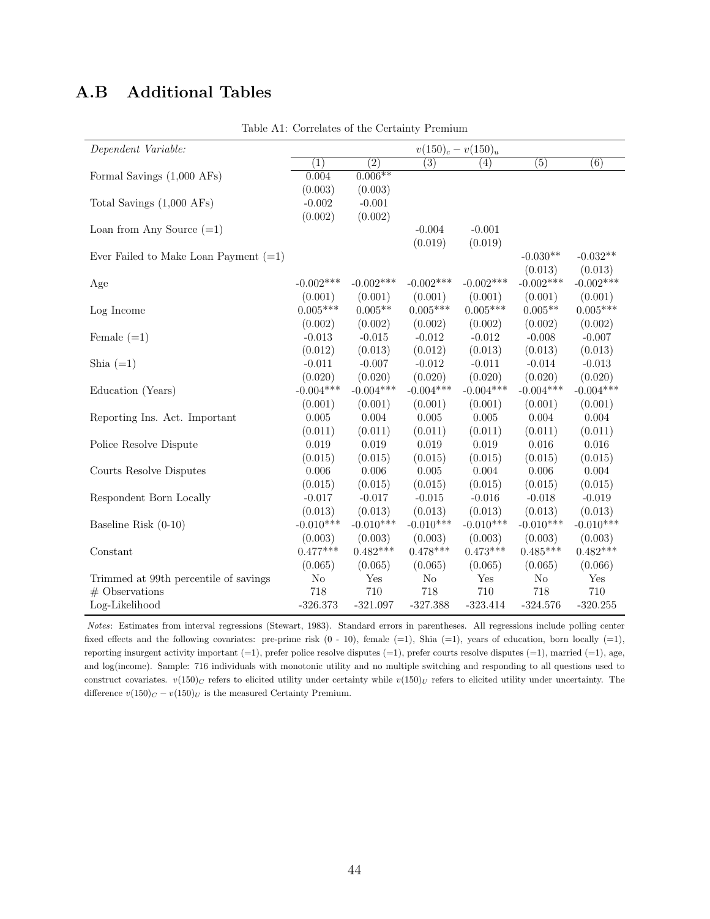## A.B Additional Tables

Table A1: Correlates of the Certainty Premium

| *Dependent Variable:* | $v(150)_c - v(150)_u$ | | | | | |
|---|---|---|---|---|---|---|
| | (1) | (2) | (3) | (4) | (5) | (6) |
| Formal Savings (1,000 AFs) | 0.004 | 0.006** | | | | |
| | (0.003) | (0.003) | | | | |
| Total Savings (1,000 AFs) | -0.002 | -0.001 | | | | |
| | (0.002) | (0.002) | | | | |
| Loan from Any Source (=1) | | | -0.004 | -0.001 | | |
| | | | (0.019) | (0.019) | | |
| Ever Failed to Make Loan Payment (=1) | | | | | -0.030** | -0.032** |
| | | | | | (0.013) | (0.013) |
| Age | -0.002*** | -0.002*** | -0.002*** | -0.002*** | -0.002*** | -0.002*** |
| | (0.001) | (0.001) | (0.001) | (0.001) | (0.001) | (0.001) |
| Log Income | 0.005*** | 0.005** | 0.005*** | 0.005*** | 0.005** | 0.005*** |
| | (0.002) | (0.002) | (0.002) | (0.002) | (0.002) | (0.002) |
| Female (=1) | -0.013 | -0.015 | -0.012 | -0.012 | -0.008 | -0.007 |
| | (0.012) | (0.013) | (0.012) | (0.013) | (0.013) | (0.013) |
| Shia (=1) | -0.011 | -0.007 | -0.012 | -0.011 | -0.014 | -0.013 |
| | (0.020) | (0.020) | (0.020) | (0.020) | (0.020) | (0.020) |
| Education (Years) | -0.004*** | -0.004*** | -0.004*** | -0.004*** | -0.004*** | -0.004*** |
| | (0.001) | (0.001) | (0.001) | (0.001) | (0.001) | (0.001) |
| Reporting Ins. Act. Important | 0.005 | 0.004 | 0.005 | 0.005 | 0.004 | 0.004 |
| | (0.011) | (0.011) | (0.011) | (0.011) | (0.011) | (0.011) |
| Police Resolve Dispute | 0.019 | 0.019 | 0.019 | 0.019 | 0.016 | 0.016 |
| | (0.015) | (0.015) | (0.015) | (0.015) | (0.015) | (0.015) |
| Courts Resolve Disputes | 0.006 | 0.006 | 0.005 | 0.004 | 0.006 | 0.004 |
| | (0.015) | (0.015) | (0.015) | (0.015) | (0.015) | (0.015) |
| Respondent Born Locally | -0.017 | -0.017 | -0.015 | -0.016 | -0.018 | -0.019 |
| | (0.013) | (0.013) | (0.013) | (0.013) | (0.013) | (0.013) |
| Baseline Risk (0-10) | -0.010*** | -0.010*** | -0.010*** | -0.010*** | -0.010*** | -0.010*** |
| | (0.003) | (0.003) | (0.003) | (0.003) | (0.003) | (0.003) |
| Constant | 0.477*** | 0.482*** | 0.478*** | 0.473*** | 0.485*** | 0.482*** |
| | (0.065) | (0.065) | (0.065) | (0.065) | (0.065) | (0.066) |
| Trimmed at 99th percentile of savings | No | Yes | No | Yes | No | Yes |
| # Observations | 718 | 710 | 718 | 710 | 718 | 710 |
| Log-Likelihood | -326.373 | -321.097 | -327.388 | -323.414 | -324.576 | -320.255 |

*Notes*: Estimates from interval regressions (Stewart, 1983). Standard errors in parentheses. All regressions include polling center fixed effects and the following covariates: pre-prime risk (0 - 10), female (=1), Shia (=1), years of education, born locally (=1), reporting insurgent activity important (=1), prefer police resolve disputes (=1), prefer courts resolve disputes (=1), married (=1), age, and log(income). Sample: 716 individuals with monotonic utility and no multiple switching and responding to all questions used to construct covariates. $v(150)_C$ refers to elicited utility under certainty while $v(150)_U$ refers to elicited utility under uncertainty. The difference $v(150)_C - v(150)_U$ is the measured Certainty Premium.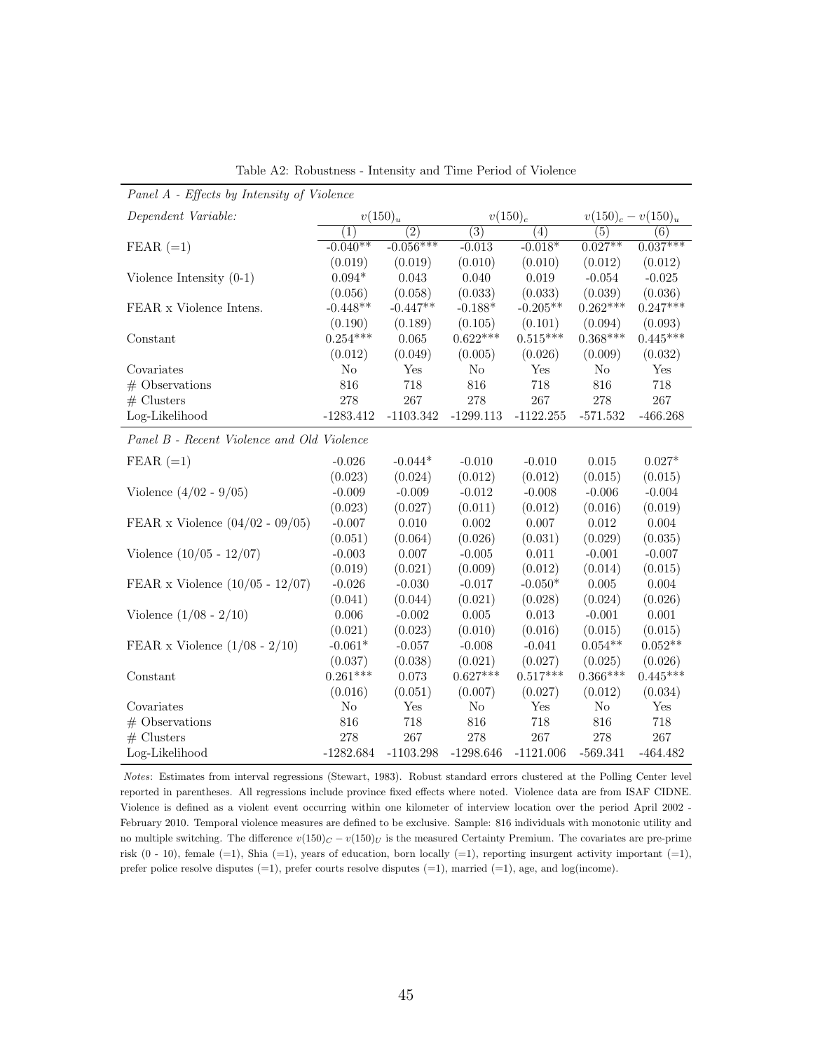Table A2: Robustness - Intensity and Time Period of Violence

| *Panel A - Effects by Intensity of Violence* | | | | | | |
|---|---|---|---|---|---|---|
| *Dependent Variable:* | $v(150)_u$ | | $v(150)_c$ | | $v(150)_c - v(150)_u$ | |
| | (1) | (2) | (3) | (4) | (5) | (6) |
| FEAR (=1) | -0.040** | -0.056*** | -0.013 | -0.018* | 0.027** | 0.037*** |
| | (0.019) | (0.019) | (0.010) | (0.010) | (0.012) | (0.012) |
| Violence Intensity (0-1) | 0.094* | 0.043 | 0.040 | 0.019 | -0.054 | -0.025 |
| | (0.056) | (0.058) | (0.033) | (0.033) | (0.039) | (0.036) |
| FEAR x Violence Intens. | -0.448** | -0.447** | -0.188* | -0.205** | 0.262*** | 0.247*** |
| | (0.190) | (0.189) | (0.105) | (0.101) | (0.094) | (0.093) |
| Constant | 0.254*** | 0.065 | 0.622*** | 0.515*** | 0.368*** | 0.445*** |
| | (0.012) | (0.049) | (0.005) | (0.026) | (0.009) | (0.032) |
| Covariates | No | Yes | No | Yes | No | Yes |
| # Observations | 816 | 718 | 816 | 718 | 816 | 718 |
| # Clusters | 278 | 267 | 278 | 267 | 278 | 267 |
| Log-Likelihood | -1283.412 | -1103.342 | -1299.113 | -1122.255 | -571.532 | -466.268 |
| *Panel B - Recent Violence and Old Violence* | | | | | | |
| FEAR (=1) | -0.026 | -0.044* | -0.010 | -0.010 | 0.015 | 0.027* |
| | (0.023) | (0.024) | (0.012) | (0.012) | (0.015) | (0.015) |
| Violence (4/02 - 9/05) | -0.009 | -0.009 | -0.012 | -0.008 | -0.006 | -0.004 |
| | (0.023) | (0.027) | (0.011) | (0.012) | (0.016) | (0.019) |
| FEAR x Violence (04/02 - 09/05) | -0.007 | 0.010 | 0.002 | 0.007 | 0.012 | 0.004 |
| | (0.051) | (0.064) | (0.026) | (0.031) | (0.029) | (0.035) |
| Violence (10/05 - 12/07) | -0.003 | 0.007 | -0.005 | 0.011 | -0.001 | -0.007 |
| | (0.019) | (0.021) | (0.009) | (0.012) | (0.014) | (0.015) |
| FEAR x Violence (10/05 - 12/07) | -0.026 | -0.030 | -0.017 | -0.050* | 0.005 | 0.004 |
| | (0.041) | (0.044) | (0.021) | (0.028) | (0.024) | (0.026) |
| Violence (1/08 - 2/10) | 0.006 | -0.002 | 0.005 | 0.013 | -0.001 | 0.001 |
| | (0.021) | (0.023) | (0.010) | (0.016) | (0.015) | (0.015) |
| FEAR x Violence (1/08 - 2/10) | -0.061* | -0.057 | -0.008 | -0.041 | 0.054** | 0.052** |
| | (0.037) | (0.038) | (0.021) | (0.027) | (0.025) | (0.026) |
| Constant | 0.261*** | 0.073 | 0.627*** | 0.517*** | 0.366*** | 0.445*** |
| | (0.016) | (0.051) | (0.007) | (0.027) | (0.012) | (0.034) |
| Covariates | No | Yes | No | Yes | No | Yes |
| # Observations | 816 | 718 | 816 | 718 | 816 | 718 |
| # Clusters | 278 | 267 | 278 | 267 | 278 | 267 |
| Log-Likelihood | -1282.684 | -1103.298 | -1298.646 | -1121.006 | -569.341 | -464.482 |

*Notes*: Estimates from interval regressions (Stewart, 1983). Robust standard errors clustered at the Polling Center level reported in parentheses. All regressions include province fixed effects where noted. Violence data are from ISAF CIDNE. Violence is defined as a violent event occurring within one kilometer of interview location over the period April 2002 - February 2010. Temporal violence measures are defined to be exclusive. Sample: 816 individuals with monotonic utility and no multiple switching. The difference $v(150)_C - v(150)_U$ is the measured Certainty Premium. The covariates are pre-prime risk (0 - 10), female (=1), Shia (=1), years of education, born locally (=1), reporting insurgent activity important (=1), prefer police resolve disputes (=1), prefer courts resolve disputes (=1), married (=1), age, and log(income).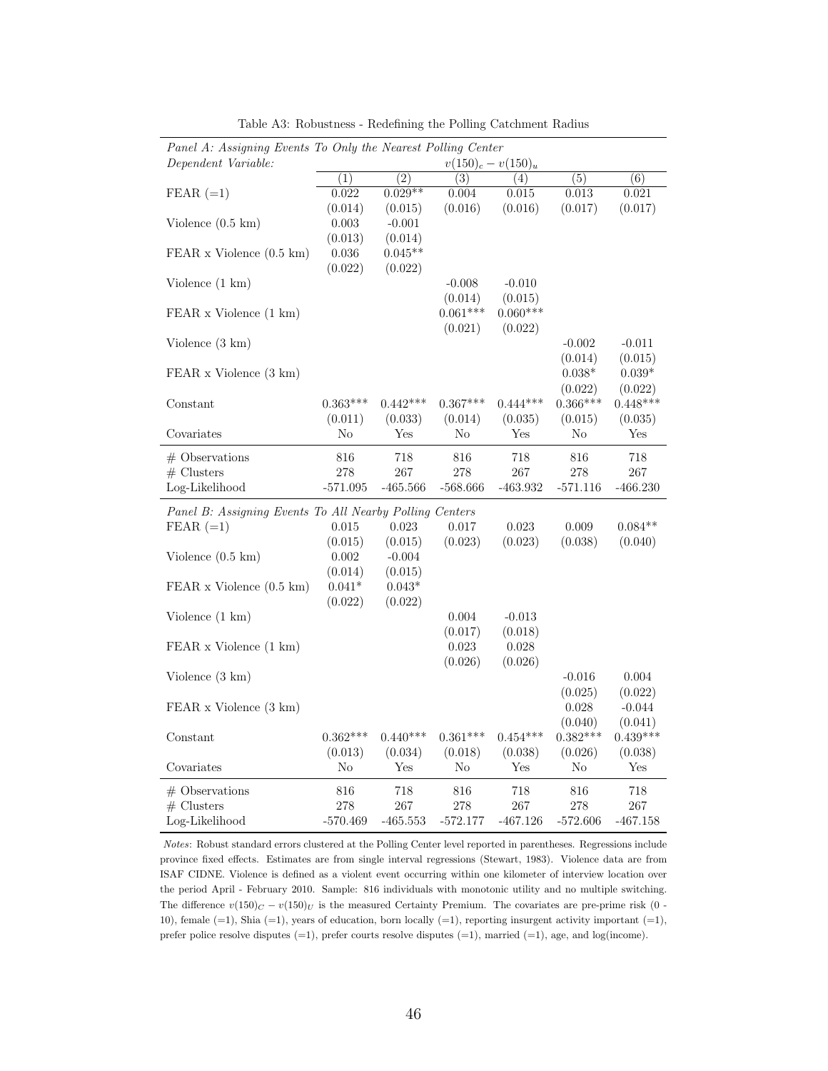Table A3: Robustness - Redefining the Polling Catchment Radius

| *Panel A: Assigning Events To Only the Nearest Polling Center* | | | | | | |
|---|---|---|---|---|---|---|
| *Dependent Variable:* | $v(150)_c - v(150)_u$ | | | | | |
| | (1) | (2) | (3) | (4) | (5) | (6) |
| FEAR (=1) | 0.022 | 0.029** | 0.004 | 0.015 | 0.013 | 0.021 |
| | (0.014) | (0.015) | (0.016) | (0.016) | (0.017) | (0.017) |
| Violence (0.5 km) | 0.003 | -0.001 | | | | |
| | (0.013) | (0.014) | | | | |
| FEAR x Violence (0.5 km) | 0.036 | 0.045** | | | | |
| | (0.022) | (0.022) | | | | |
| Violence (1 km) | | | -0.008 | -0.010 | | |
| | | | (0.014) | (0.015) | | |
| FEAR x Violence (1 km) | | | 0.061*** | 0.060*** | | |
| | | | (0.021) | (0.022) | | |
| Violence (3 km) | | | | | -0.002 | -0.011 |
| | | | | | (0.014) | (0.015) |
| FEAR x Violence (3 km) | | | | | 0.038* | 0.039* |
| | | | | | (0.022) | (0.022) |
| Constant | 0.363*** | 0.442*** | 0.367*** | 0.444*** | 0.366*** | 0.448*** |
| | (0.011) | (0.033) | (0.014) | (0.035) | (0.015) | (0.035) |
| Covariates | No | Yes | No | Yes | No | Yes |
| # Observations | 816 | 718 | 816 | 718 | 816 | 718 |
| # Clusters | 278 | 267 | 278 | 267 | 278 | 267 |
| Log-Likelihood | -571.095 | -465.566 | -568.666 | -463.932 | -571.116 | -466.230 |
| *Panel B: Assigning Events To All Nearby Polling Centers* | | | | | | |
| FEAR (=1) | 0.015 | 0.023 | 0.017 | 0.023 | 0.009 | 0.084** |
| | (0.015) | (0.015) | (0.023) | (0.023) | (0.038) | (0.040) |
| Violence (0.5 km) | 0.002 | -0.004 | | | | |
| | (0.014) | (0.015) | | | | |
| FEAR x Violence (0.5 km) | 0.041* | 0.043* | | | | |
| | (0.022) | (0.022) | | | | |
| Violence (1 km) | | | 0.004 | -0.013 | | |
| | | | (0.017) | (0.018) | | |
| FEAR x Violence (1 km) | | | 0.023 | 0.028 | | |
| | | | (0.026) | (0.026) | | |
| Violence (3 km) | | | | | -0.016 | 0.004 |
| | | | | | (0.025) | (0.022) |
| FEAR x Violence (3 km) | | | | | 0.028 | -0.044 |
| | | | | | (0.040) | (0.041) |
| Constant | 0.362*** | 0.440*** | 0.361*** | 0.454*** | 0.382*** | 0.439*** |
| | (0.013) | (0.034) | (0.018) | (0.038) | (0.026) | (0.038) |
| Covariates | No | Yes | No | Yes | No | Yes |
| # Observations | 816 | 718 | 816 | 718 | 816 | 718 |
| # Clusters | 278 | 267 | 278 | 267 | 278 | 267 |
| Log-Likelihood | -570.469 | -465.553 | -572.177 | -467.126 | -572.606 | -467.158 |

*Notes*: Robust standard errors clustered at the Polling Center level reported in parentheses. Regressions include province fixed effects. Estimates are from single interval regressions (Stewart, 1983). Violence data are from ISAF CIDNE. Violence is defined as a violent event occurring within one kilometer of interview location over the period April - February 2010. Sample: 816 individuals with monotonic utility and no multiple switching. The difference $v(150)_C - v(150)_U$ is the measured Certainty Premium. The covariates are pre-prime risk (0 - 10), female (=1), Shia (=1), years of education, born locally (=1), reporting insurgent activity important (=1), prefer police resolve disputes (=1), prefer courts resolve disputes (=1), married (=1), age, and log(income).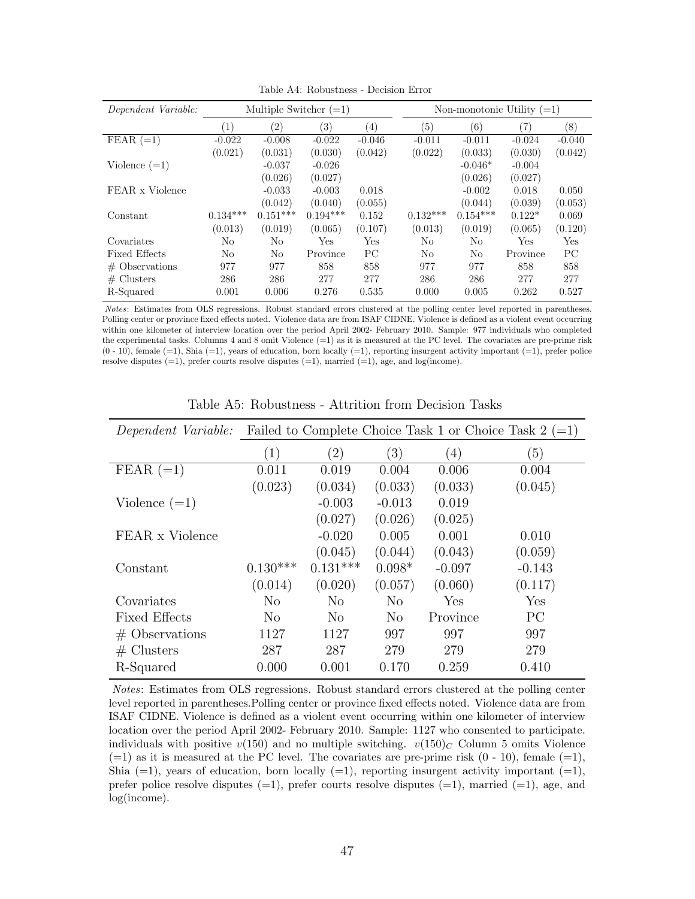Table A4: Robustness - Decision Error

| *Dependent Variable:* | Multiple Switcher (=1) | | | | Non-monotonic Utility (=1) | | | |
|---|---|---|---|---|---|---|---|---|
| | (1) | (2) | (3) | (4) | (5) | (6) | (7) | (8) |
| FEAR (=1) | -0.022 | -0.008 | -0.022 | -0.046 | -0.011 | -0.011 | -0.024 | -0.040 |
| | (0.021) | (0.031) | (0.030) | (0.042) | (0.022) | (0.033) | (0.030) | (0.042) |
| Violence (=1) | | -0.037 | -0.026 | | | -0.046* | -0.004 | |
| | | (0.026) | (0.027) | | | (0.026) | (0.027) | |
| FEAR x Violence | | -0.033 | -0.003 | 0.018 | | -0.002 | 0.018 | 0.050 |
| | | (0.042) | (0.040) | (0.055) | | (0.044) | (0.039) | (0.053) |
| Constant | 0.134*** | 0.151*** | 0.194*** | 0.152 | 0.132*** | 0.154*** | 0.122* | 0.069 |
| | (0.013) | (0.019) | (0.065) | (0.107) | (0.013) | (0.019) | (0.065) | (0.120) |
| Covariates | No | No | Yes | Yes | No | No | Yes | Yes |
| Fixed Effects | No | No | Province | PC | No | No | Province | PC |
| # Observations | 977 | 977 | 858 | 858 | 977 | 977 | 858 | 858 |
| # Clusters | 286 | 286 | 277 | 277 | 286 | 286 | 277 | 277 |
| R-Squared | 0.001 | 0.006 | 0.276 | 0.535 | 0.000 | 0.005 | 0.262 | 0.527 |

*Notes*: Estimates from OLS regressions. Robust standard errors clustered at the polling center level reported in parentheses. Polling center or province fixed effects noted. Violence data are from ISAF CIDNE. Violence is defined as a violent event occurring within one kilometer of interview location over the period April 2002- February 2010. Sample: 977 individuals who completed the experimental tasks. Columns 4 and 8 omit Violence (=1) as it is measured at the PC level. The covariates are pre-prime risk (0 - 10), female (=1), Shia (=1), years of education, born locally (=1), reporting insurgent activity important (=1), prefer police resolve disputes (=1), prefer courts resolve disputes (=1), married (=1), age, and log(income).

Table A5: Robustness - Attrition from Decision Tasks

| *Dependent Variable:* | Failed to Complete Choice Task 1 or Choice Task 2 (=1) | | | | |
|---|---|---|---|---|---|
| | (1) | (2) | (3) | (4) | (5) |
| FEAR (=1) | 0.011 | 0.019 | 0.004 | 0.006 | 0.004 |
| | (0.023) | (0.034) | (0.033) | (0.033) | (0.045) |
| Violence (=1) | | -0.003 | -0.013 | 0.019 | |
| | | (0.027) | (0.026) | (0.025) | |
| FEAR x Violence | | -0.020 | 0.005 | 0.001 | 0.010 |
| | | (0.045) | (0.044) | (0.043) | (0.059) |
| Constant | 0.130*** | 0.131*** | 0.098* | -0.097 | -0.143 |
| | (0.014) | (0.020) | (0.057) | (0.060) | (0.117) |
| Covariates | No | No | No | Yes | Yes |
| Fixed Effects | No | No | No | Province | PC |
| # Observations | 1127 | 1127 | 997 | 997 | 997 |
| # Clusters | 287 | 287 | 279 | 279 | 279 |
| R-Squared | 0.000 | 0.001 | 0.170 | 0.259 | 0.410 |

*Notes*: Estimates from OLS regressions. Robust standard errors clustered at the polling center level reported in parentheses.Polling center or province fixed effects noted. Violence data are from ISAF CIDNE. Violence is defined as a violent event occurring within one kilometer of interview location over the period April 2002- February 2010. Sample: 1127 who consented to participate. individuals with positive $v(150)$ and no multiple switching. $v(150)_C$ Column 5 omits Violence (=1) as it is measured at the PC level. The covariates are pre-prime risk (0 - 10), female (=1), Shia (=1), years of education, born locally (=1), reporting insurgent activity important (=1), prefer police resolve disputes (=1), prefer courts resolve disputes (=1), married (=1), age, and log(income).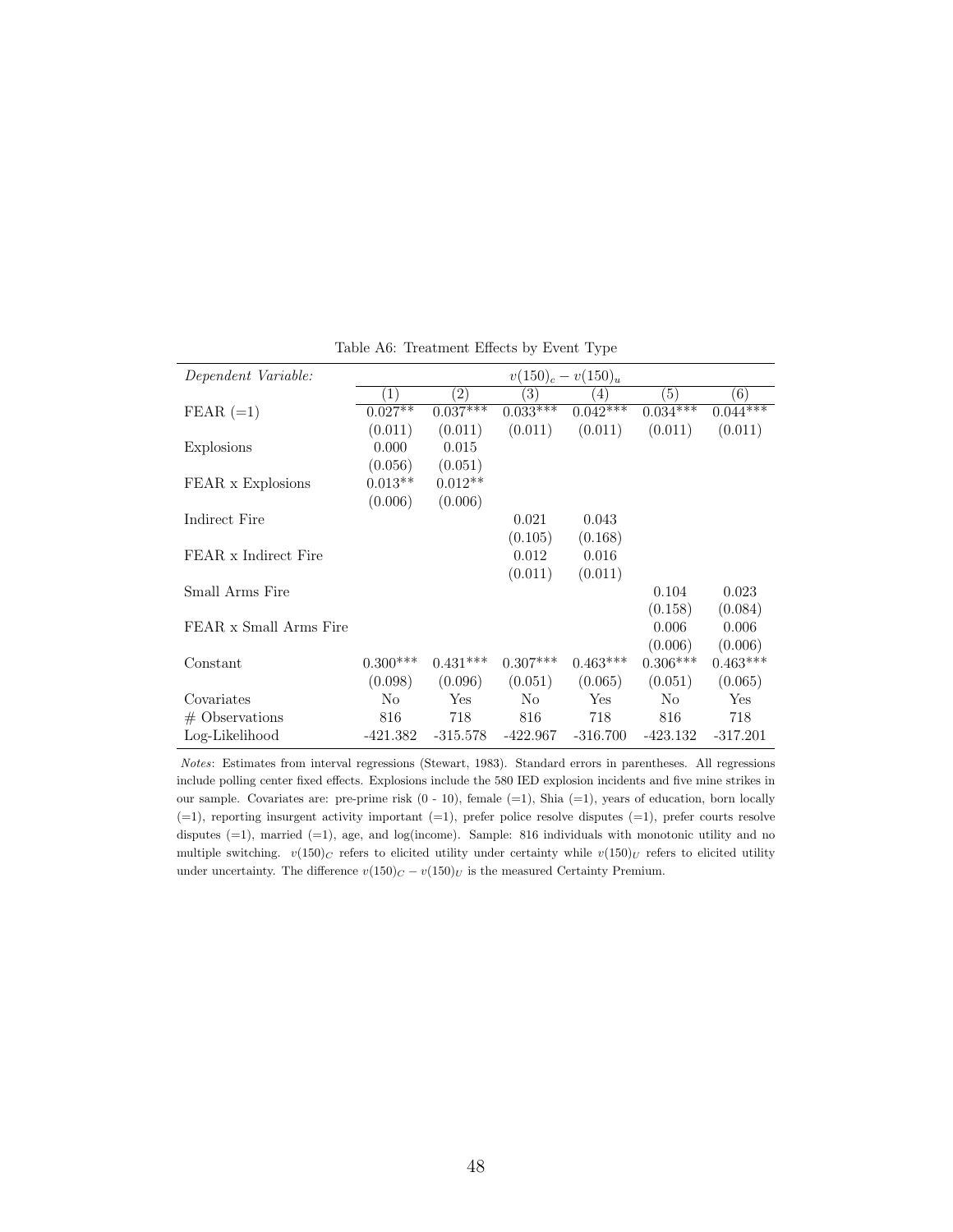Table A6: Treatment Effects by Event Type

| *Dependent Variable:* | $v(150)_c - v(150)_u$ | | | | | |
|---|---|---|---|---|---|---|
| | (1) | (2) | (3) | (4) | (5) | (6) |
| FEAR (=1) | 0.027** | 0.037*** | 0.033*** | 0.042*** | 0.034*** | 0.044*** |
| | (0.011) | (0.011) | (0.011) | (0.011) | (0.011) | (0.011) |
| Explosions | 0.000 | 0.015 | | | | |
| | (0.056) | (0.051) | | | | |
| FEAR x Explosions | 0.013** | 0.012** | | | | |
| | (0.006) | (0.006) | | | | |
| Indirect Fire | | | 0.021 | 0.043 | | |
| | | | (0.105) | (0.168) | | |
| FEAR x Indirect Fire | | | 0.012 | 0.016 | | |
| | | | (0.011) | (0.011) | | |
| Small Arms Fire | | | | | 0.104 | 0.023 |
| | | | | | (0.158) | (0.084) |
| FEAR x Small Arms Fire | | | | | 0.006 | 0.006 |
| | | | | | (0.006) | (0.006) |
| Constant | 0.300*** | 0.431*** | 0.307*** | 0.463*** | 0.306*** | 0.463*** |
| | (0.098) | (0.096) | (0.051) | (0.065) | (0.051) | (0.065) |
| Covariates | No | Yes | No | Yes | No | Yes |
| # Observations | 816 | 718 | 816 | 718 | 816 | 718 |
| Log-Likelihood | -421.382 | -315.578 | -422.967 | -316.700 | -423.132 | -317.201 |

*Notes*: Estimates from interval regressions (Stewart, 1983). Standard errors in parentheses. All regressions include polling center fixed effects. Explosions include the 580 IED explosion incidents and five mine strikes in our sample. Covariates are: pre-prime risk (0 - 10), female (=1), Shia (=1), years of education, born locally (=1), reporting insurgent activity important (=1), prefer police resolve disputes (=1), prefer courts resolve disputes (=1), married (=1), age, and log(income). Sample: 816 individuals with monotonic utility and no multiple switching. $v(150)_C$ refers to elicited utility under certainty while $v(150)_U$ refers to elicited utility under uncertainty. The difference $v(150)_C - v(150)_U$ is the measured Certainty Premium.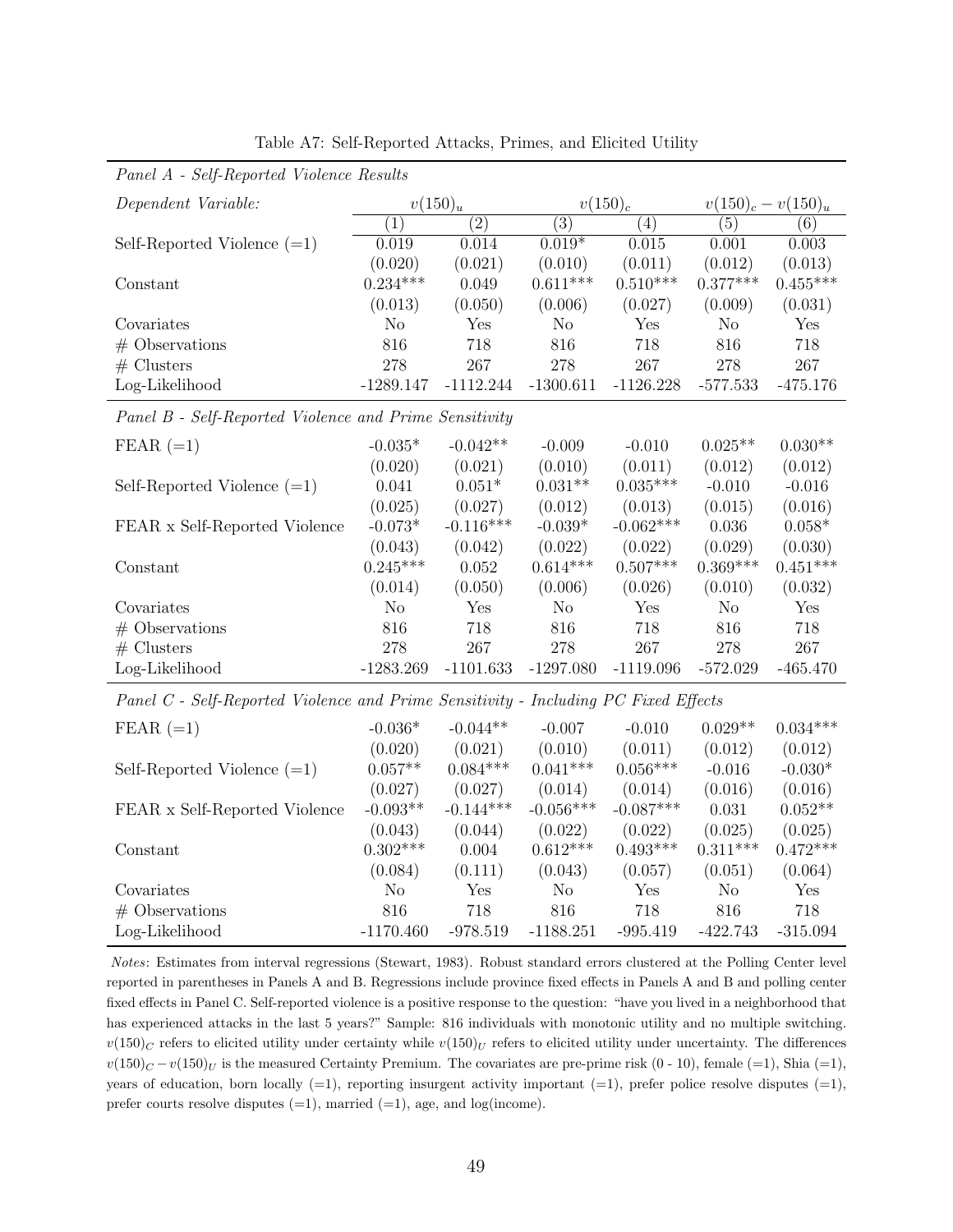Table A7: Self-Reported Attacks, Primes, and Elicited Utility

| *Panel A - Self-Reported Violence Results* | | | | | | |
|---|---|---|---|---|---|---|
| *Dependent Variable:* | $v(150)_u$ | | $v(150)_c$ | | $v(150)_c - v(150)_u$ | |
| | (1) | (2) | (3) | (4) | (5) | (6) |
| Self-Reported Violence (=1) | 0.019 | 0.014 | 0.019* | 0.015 | 0.001 | 0.003 |
| | (0.020) | (0.021) | (0.010) | (0.011) | (0.012) | (0.013) |
| Constant | 0.234*** | 0.049 | 0.611*** | 0.510*** | 0.377*** | 0.455*** |
| | (0.013) | (0.050) | (0.006) | (0.027) | (0.009) | (0.031) |
| Covariates | No | Yes | No | Yes | No | Yes |
| # Observations | 816 | 718 | 816 | 718 | 816 | 718 |
| # Clusters | 278 | 267 | 278 | 267 | 278 | 267 |
| Log-Likelihood | -1289.147 | -1112.244 | -1300.611 | -1126.228 | -577.533 | -475.176 |
| *Panel B - Self-Reported Violence and Prime Sensitivity* | | | | | | |
| FEAR (=1) | -0.035* | -0.042** | -0.009 | -0.010 | 0.025** | 0.030** |
| | (0.020) | (0.021) | (0.010) | (0.011) | (0.012) | (0.012) |
| Self-Reported Violence (=1) | 0.041 | 0.051* | 0.031** | 0.035*** | -0.010 | -0.016 |
| | (0.025) | (0.027) | (0.012) | (0.013) | (0.015) | (0.016) |
| FEAR x Self-Reported Violence | -0.073* | -0.116*** | -0.039* | -0.062*** | 0.036 | 0.058* |
| | (0.043) | (0.042) | (0.022) | (0.022) | (0.029) | (0.030) |
| Constant | 0.245*** | 0.052 | 0.614*** | 0.507*** | 0.369*** | 0.451*** |
| | (0.014) | (0.050) | (0.006) | (0.026) | (0.010) | (0.032) |
| Covariates | No | Yes | No | Yes | No | Yes |
| # Observations | 816 | 718 | 816 | 718 | 816 | 718 |
| # Clusters | 278 | 267 | 278 | 267 | 278 | 267 |
| Log-Likelihood | -1283.269 | -1101.633 | -1297.080 | -1119.096 | -572.029 | -465.470 |
| *Panel C - Self-Reported Violence and Prime Sensitivity - Including PC Fixed Effects* | | | | | | |
| FEAR (=1) | -0.036* | -0.044** | -0.007 | -0.010 | 0.029** | 0.034*** |
| | (0.020) | (0.021) | (0.010) | (0.011) | (0.012) | (0.012) |
| Self-Reported Violence (=1) | 0.057** | 0.084*** | 0.041*** | 0.056*** | -0.016 | -0.030* |
| | (0.027) | (0.027) | (0.014) | (0.014) | (0.016) | (0.016) |
| FEAR x Self-Reported Violence | -0.093** | -0.144*** | -0.056*** | -0.087*** | 0.031 | 0.052** |
| | (0.043) | (0.044) | (0.022) | (0.022) | (0.025) | (0.025) |
| Constant | 0.302*** | 0.004 | 0.612*** | 0.493*** | 0.311*** | 0.472*** |
| | (0.084) | (0.111) | (0.043) | (0.057) | (0.051) | (0.064) |
| Covariates | No | Yes | No | Yes | No | Yes |
| # Observations | 816 | 718 | 816 | 718 | 816 | 718 |
| Log-Likelihood | -1170.460 | -978.519 | -1188.251 | -995.419 | -422.743 | -315.094 |

*Notes*: Estimates from interval regressions (Stewart, 1983). Robust standard errors clustered at the Polling Center level reported in parentheses in Panels A and B. Regressions include province fixed effects in Panels A and B and polling center fixed effects in Panel C. Self-reported violence is a positive response to the question: "have you lived in a neighborhood that has experienced attacks in the last 5 years?" Sample: 816 individuals with monotonic utility and no multiple switching. $v(150)_C$ refers to elicited utility under certainty while $v(150)_U$ refers to elicited utility under uncertainty. The differences $v(150)_C - v(150)_U$ is the measured Certainty Premium. The covariates are pre-prime risk (0 - 10), female (=1), Shia (=1), years of education, born locally (=1), reporting insurgent activity important (=1), prefer police resolve disputes (=1), prefer courts resolve disputes (=1), married (=1), age, and log(income).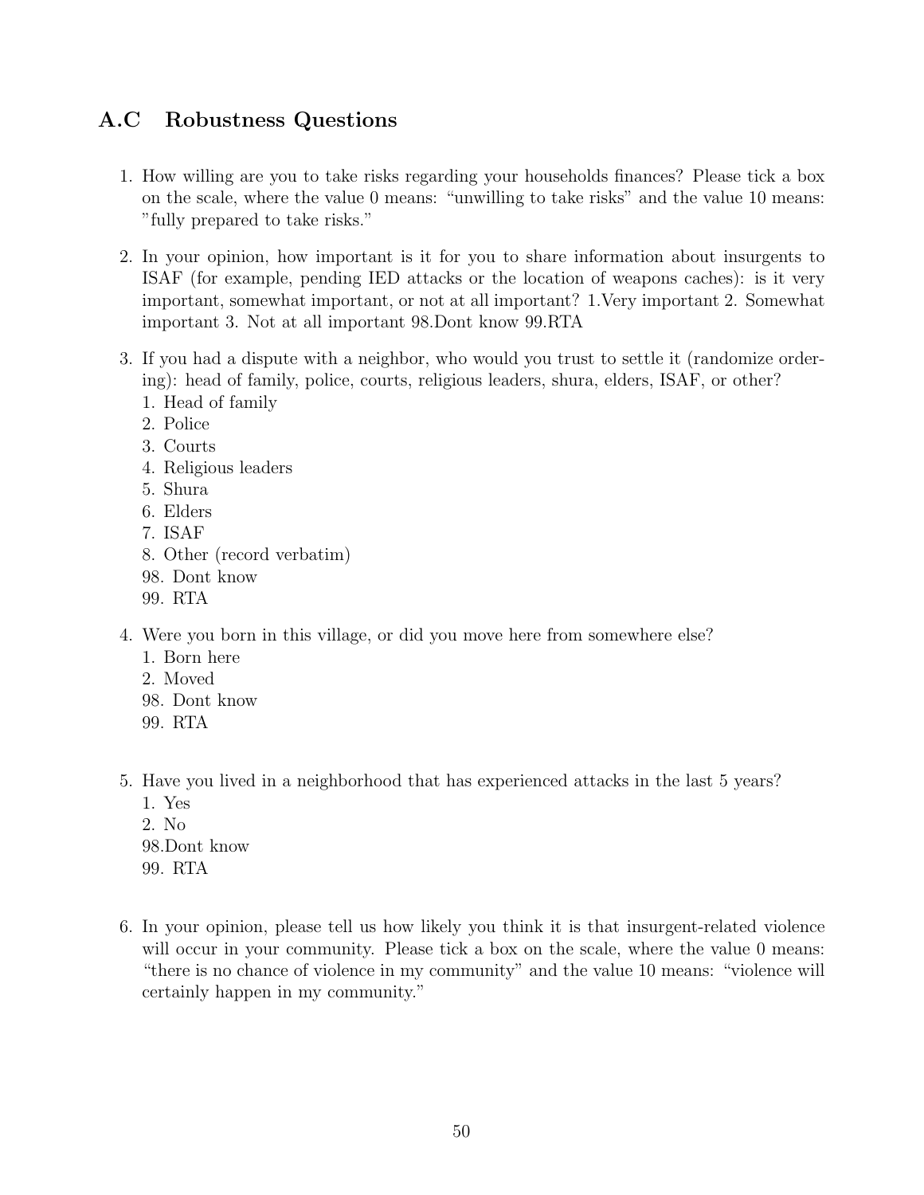## A.C Robustness Questions

1. How willing are you to take risks regarding your households finances? Please tick a box on the scale, where the value 0 means: "unwilling to take risks" and the value 10 means: "fully prepared to take risks."

2. In your opinion, how important is it for you to share information about insurgents to ISAF (for example, pending IED attacks or the location of weapons caches): is it very important, somewhat important, or not at all important? 1.Very important 2. Somewhat important 3. Not at all important 98.Dont know 99.RTA

3. If you had a dispute with a neighbor, who would you trust to settle it (randomize ordering): head of family, police, courts, religious leaders, shura, elders, ISAF, or other?
   1. Head of family
   2. Police
   3. Courts
   4. Religious leaders
   5. Shura
   6. Elders
   7. ISAF
   8. Other (record verbatim)
   98. Dont know
   99. RTA

4. Were you born in this village, or did you move here from somewhere else?
   1. Born here
   2. Moved
   98. Dont know
   99. RTA

5. Have you lived in a neighborhood that has experienced attacks in the last 5 years?
   1. Yes
   2. No
   98.Dont know
   99. RTA

6. In your opinion, please tell us how likely you think it is that insurgent-related violence will occur in your community. Please tick a box on the scale, where the value 0 means: "there is no chance of violence in my community" and the value 10 means: "violence will certainly happen in my community."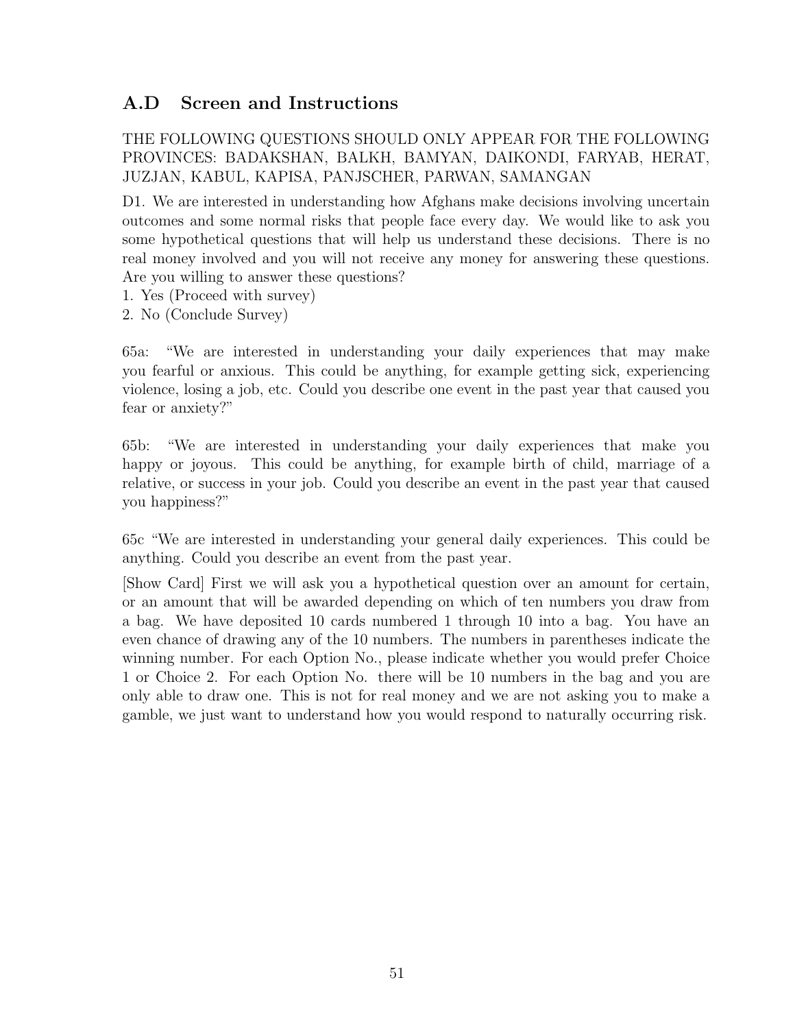## A.D Screen and Instructions

THE FOLLOWING QUESTIONS SHOULD ONLY APPEAR FOR THE FOLLOWING PROVINCES: BADAKSHAN, BALKH, BAMYAN, DAIKONDI, FARYAB, HERAT, JUZJAN, KABUL, KAPISA, PANJSCHER, PARWAN, SAMANGAN

D1. We are interested in understanding how Afghans make decisions involving uncertain outcomes and some normal risks that people face every day. We would like to ask you some hypothetical questions that will help us understand these decisions. There is no real money involved and you will not receive any money for answering these questions. Are you willing to answer these questions?
1. Yes (Proceed with survey)
2. No (Conclude Survey)

65a: "We are interested in understanding your daily experiences that may make you fearful or anxious. This could be anything, for example getting sick, experiencing violence, losing a job, etc. Could you describe one event in the past year that caused you fear or anxiety?"

65b: "We are interested in understanding your daily experiences that make you happy or joyous. This could be anything, for example birth of child, marriage of a relative, or success in your job. Could you describe an event in the past year that caused you happiness?"

65c "We are interested in understanding your general daily experiences. This could be anything. Could you describe an event from the past year.

[Show Card] First we will ask you a hypothetical question over an amount for certain, or an amount that will be awarded depending on which of ten numbers you draw from a bag. We have deposited 10 cards numbered 1 through 10 into a bag. You have an even chance of drawing any of the 10 numbers. The numbers in parentheses indicate the winning number. For each Option No., please indicate whether you would prefer Choice 1 or Choice 2. For each Option No. there will be 10 numbers in the bag and you are only able to draw one. This is not for real money and we are not asking you to make a gamble, we just want to understand how you would respond to naturally occurring risk.